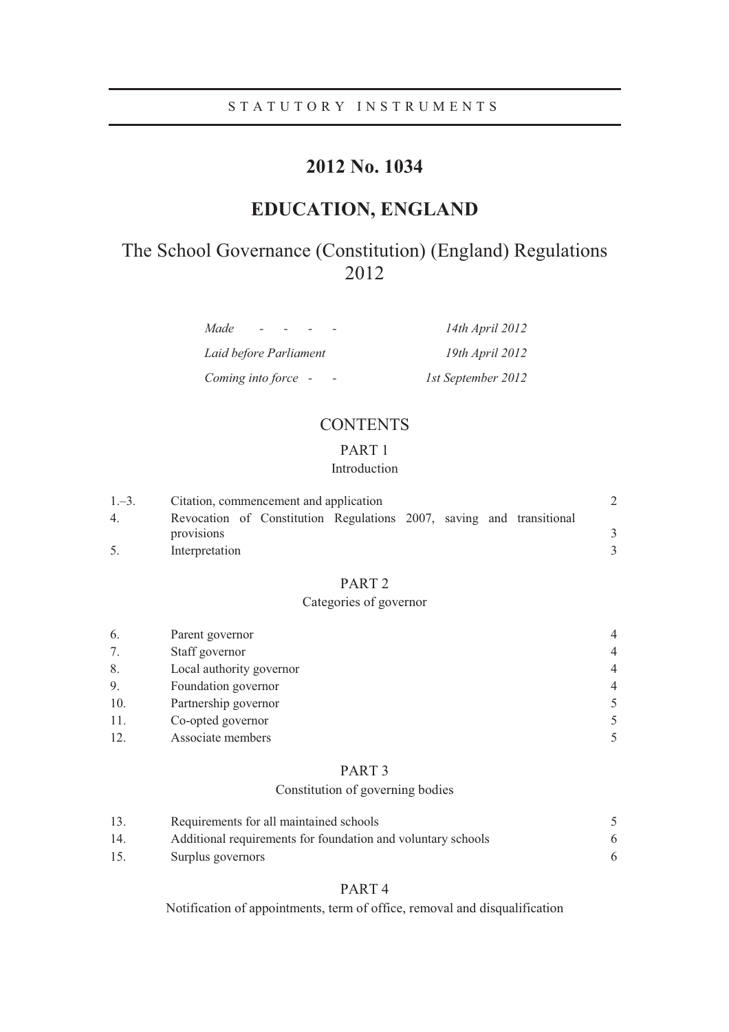STATUTORY INSTRUMENTS

# 2012 No. 1034

## EDUCATION, ENGLAND

## The School Governance (Constitution) (England) Regulations 2012

| | |
|---|---|
| *Made - - - -* | *14th April 2012* |
| *Laid before Parliament* | *19th April 2012* |
| *Coming into force - -* | *1st September 2012* |

### CONTENTS

#### PART 1
Introduction

| | | |
|---|---|---|
| 1.–3. | Citation, commencement and application | 2 |
| 4. | Revocation of Constitution Regulations 2007, saving and transitional provisions | 3 |
| 5. | Interpretation | 3 |

#### PART 2
Categories of governor

| | | |
|---|---|---|
| 6. | Parent governor | 4 |
| 7. | Staff governor | 4 |
| 8. | Local authority governor | 4 |
| 9. | Foundation governor | 4 |
| 10. | Partnership governor | 5 |
| 11. | Co-opted governor | 5 |
| 12. | Associate members | 5 |

#### PART 3
Constitution of governing bodies

| | | |
|---|---|---|
| 13. | Requirements for all maintained schools | 5 |
| 14. | Additional requirements for foundation and voluntary schools | 6 |
| 15. | Surplus governors | 6 |

#### PART 4
Notification of appointments, term of office, removal and disqualification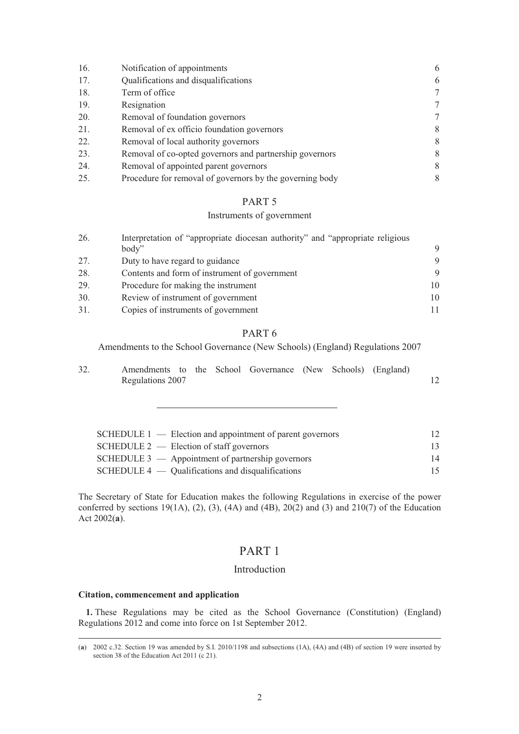| | | |
|---|---|---|
| 16. | Notification of appointments | 6 |
| 17. | Qualifications and disqualifications | 6 |
| 18. | Term of office | 7 |
| 19. | Resignation | 7 |
| 20. | Removal of foundation governors | 7 |
| 21. | Removal of ex officio foundation governors | 8 |
| 22. | Removal of local authority governors | 8 |
| 23. | Removal of co-opted governors and partnership governors | 8 |
| 24. | Removal of appointed parent governors | 8 |
| 25. | Procedure for removal of governors by the governing body | 8 |

PART 5

Instruments of government

| | | |
|---|---|---|
| 26. | Interpretation of "appropriate diocesan authority" and "appropriate religious body" | 9 |
| 27. | Duty to have regard to guidance | 9 |
| 28. | Contents and form of instrument of government | 9 |
| 29. | Procedure for making the instrument | 10 |
| 30. | Review of instrument of government | 10 |
| 31. | Copies of instruments of government | 11 |

PART 6

Amendments to the School Governance (New Schools) (England) Regulations 2007

| | | |
|---|---|---|
| 32. | Amendments to the School Governance (New Schools) (England) Regulations 2007 | 12 |

---

| | |
|---|---|
| SCHEDULE 1 — Election and appointment of parent governors | 12 |
| SCHEDULE 2 — Election of staff governors | 13 |
| SCHEDULE 3 — Appointment of partnership governors | 14 |
| SCHEDULE 4 — Qualifications and disqualifications | 15 |

The Secretary of State for Education makes the following Regulations in exercise of the power conferred by sections 19(1A), (2), (3), (4A) and (4B), 20(2) and (3) and 210(7) of the Education Act 2002(**a**).

# PART 1

## Introduction

### Citation, commencement and application

**1.** These Regulations may be cited as the School Governance (Constitution) (England) Regulations 2012 and come into force on 1st September 2012.

---

(**a**) 2002 c.32. Section 19 was amended by S.I. 2010/1198 and subsections (1A), (4A) and (4B) of section 19 were inserted by section 38 of the Education Act 2011 (c 21).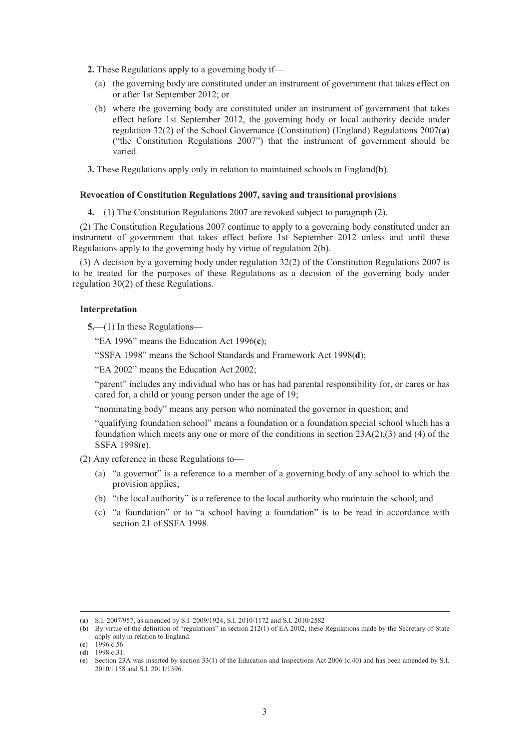**2.** These Regulations apply to a governing body if—

(a) the governing body are constituted under an instrument of government that takes effect on or after 1st September 2012; or

(b) where the governing body are constituted under an instrument of government that takes effect before 1st September 2012, the governing body or local authority decide under regulation 32(2) of the School Governance (Constitution) (England) Regulations 2007(**a**) ("the Constitution Regulations 2007") that the instrument of government should be varied.

**3.** These Regulations apply only in relation to maintained schools in England(**b**).

### Revocation of Constitution Regulations 2007, saving and transitional provisions

**4.**—(1) The Constitution Regulations 2007 are revoked subject to paragraph (2).

(2) The Constitution Regulations 2007 continue to apply to a governing body constituted under an instrument of government that takes effect before 1st September 2012 unless and until these Regulations apply to the governing body by virtue of regulation 2(b).

(3) A decision by a governing body under regulation 32(2) of the Constitution Regulations 2007 is to be treated for the purposes of these Regulations as a decision of the governing body under regulation 30(2) of these Regulations.

### Interpretation

**5.**—(1) In these Regulations—

"EA 1996" means the Education Act 1996(**c**);

"SSFA 1998" means the School Standards and Framework Act 1998(**d**);

"EA 2002" means the Education Act 2002;

"parent" includes any individual who has or has had parental responsibility for, or cares or has cared for, a child or young person under the age of 19;

"nominating body" means any person who nominated the governor in question; and

"qualifying foundation school" means a foundation or a foundation special school which has a foundation which meets any one or more of the conditions in section 23A(2),(3) and (4) of the SSFA 1998(**e**).

(2) Any reference in these Regulations to—

(a) "a governor" is a reference to a member of a governing body of any school to which the provision applies;

(b) "the local authority" is a reference to the local authority who maintain the school; and

(c) "a foundation" or to "a school having a foundation" is to be read in accordance with section 21 of SSFA 1998.

---

(**a**) S.I. 2007/957, as amended by S.I. 2009/1924, S.I. 2010/1172 and S.I. 2010/2582

(**b**) By virtue of the definition of "regulations" in section 212(1) of EA 2002, these Regulations made by the Secretary of State apply only in relation to England.

(**c**) 1996 c.56.

(**d**) 1998 c.31.

(**e**) Section 23A was inserted by section 33(1) of the Education and Inspections Act 2006 (c.40) and has been amended by S.I. 2010/1158 and S.I. 2011/1396.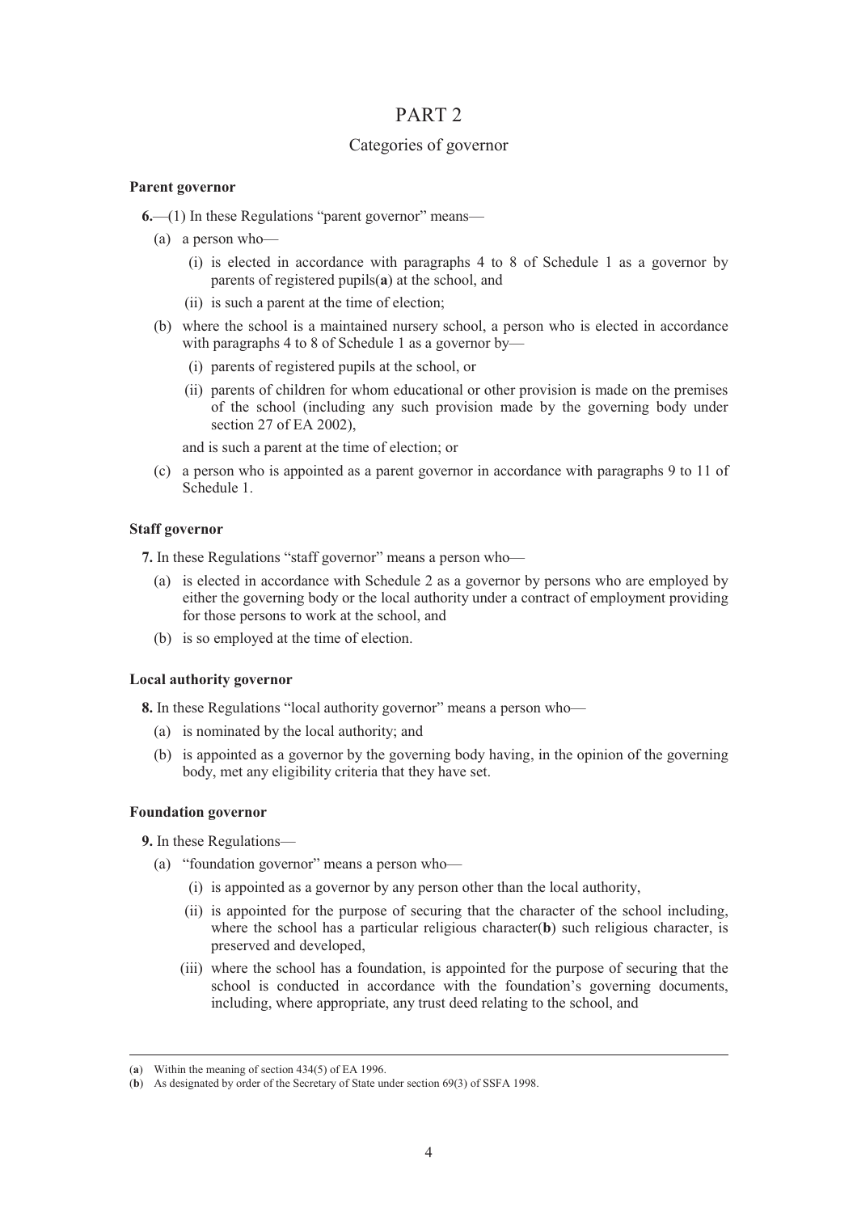# PART 2

## Categories of governor

**Parent governor**

**6.**—(1) In these Regulations "parent governor" means—

(a) a person who—

(i) is elected in accordance with paragraphs 4 to 8 of Schedule 1 as a governor by parents of registered pupils(**a**) at the school, and

(ii) is such a parent at the time of election;

(b) where the school is a maintained nursery school, a person who is elected in accordance with paragraphs 4 to 8 of Schedule 1 as a governor by—

(i) parents of registered pupils at the school, or

(ii) parents of children for whom educational or other provision is made on the premises of the school (including any such provision made by the governing body under section 27 of EA 2002),

and is such a parent at the time of election; or

(c) a person who is appointed as a parent governor in accordance with paragraphs 9 to 11 of Schedule 1.

**Staff governor**

**7.** In these Regulations "staff governor" means a person who—

(a) is elected in accordance with Schedule 2 as a governor by persons who are employed by either the governing body or the local authority under a contract of employment providing for those persons to work at the school, and

(b) is so employed at the time of election.

**Local authority governor**

**8.** In these Regulations "local authority governor" means a person who—

(a) is nominated by the local authority; and

(b) is appointed as a governor by the governing body having, in the opinion of the governing body, met any eligibility criteria that they have set.

**Foundation governor**

**9.** In these Regulations—

(a) "foundation governor" means a person who—

(i) is appointed as a governor by any person other than the local authority,

(ii) is appointed for the purpose of securing that the character of the school including, where the school has a particular religious character(**b**) such religious character, is preserved and developed,

(iii) where the school has a foundation, is appointed for the purpose of securing that the school is conducted in accordance with the foundation's governing documents, including, where appropriate, any trust deed relating to the school, and

---

(**a**) Within the meaning of section 434(5) of EA 1996.

(**b**) As designated by order of the Secretary of State under section 69(3) of SSFA 1998.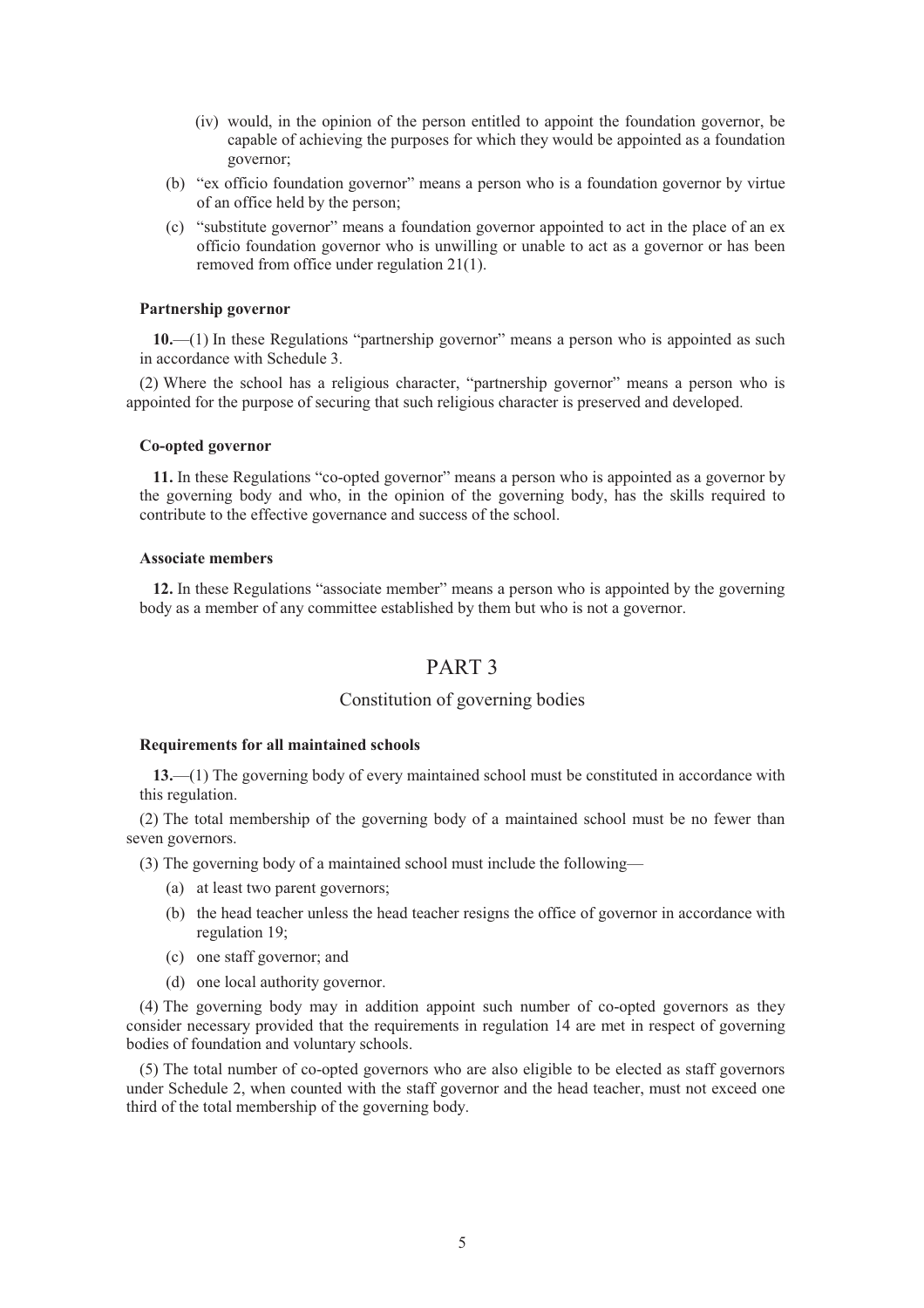(iv) would, in the opinion of the person entitled to appoint the foundation governor, be capable of achieving the purposes for which they would be appointed as a foundation governor;

(b) "ex officio foundation governor" means a person who is a foundation governor by virtue of an office held by the person;

(c) "substitute governor" means a foundation governor appointed to act in the place of an ex officio foundation governor who is unwilling or unable to act as a governor or has been removed from office under regulation 21(1).

**Partnership governor**

**10.**—(1) In these Regulations "partnership governor" means a person who is appointed as such in accordance with Schedule 3.

(2) Where the school has a religious character, "partnership governor" means a person who is appointed for the purpose of securing that such religious character is preserved and developed.

**Co-opted governor**

**11.** In these Regulations "co-opted governor" means a person who is appointed as a governor by the governing body and who, in the opinion of the governing body, has the skills required to contribute to the effective governance and success of the school.

**Associate members**

**12.** In these Regulations "associate member" means a person who is appointed by the governing body as a member of any committee established by them but who is not a governor.

# PART 3

## Constitution of governing bodies

**Requirements for all maintained schools**

**13.**—(1) The governing body of every maintained school must be constituted in accordance with this regulation.

(2) The total membership of the governing body of a maintained school must be no fewer than seven governors.

(3) The governing body of a maintained school must include the following—

(a) at least two parent governors;

(b) the head teacher unless the head teacher resigns the office of governor in accordance with regulation 19;

(c) one staff governor; and

(d) one local authority governor.

(4) The governing body may in addition appoint such number of co-opted governors as they consider necessary provided that the requirements in regulation 14 are met in respect of governing bodies of foundation and voluntary schools.

(5) The total number of co-opted governors who are also eligible to be elected as staff governors under Schedule 2, when counted with the staff governor and the head teacher, must not exceed one third of the total membership of the governing body.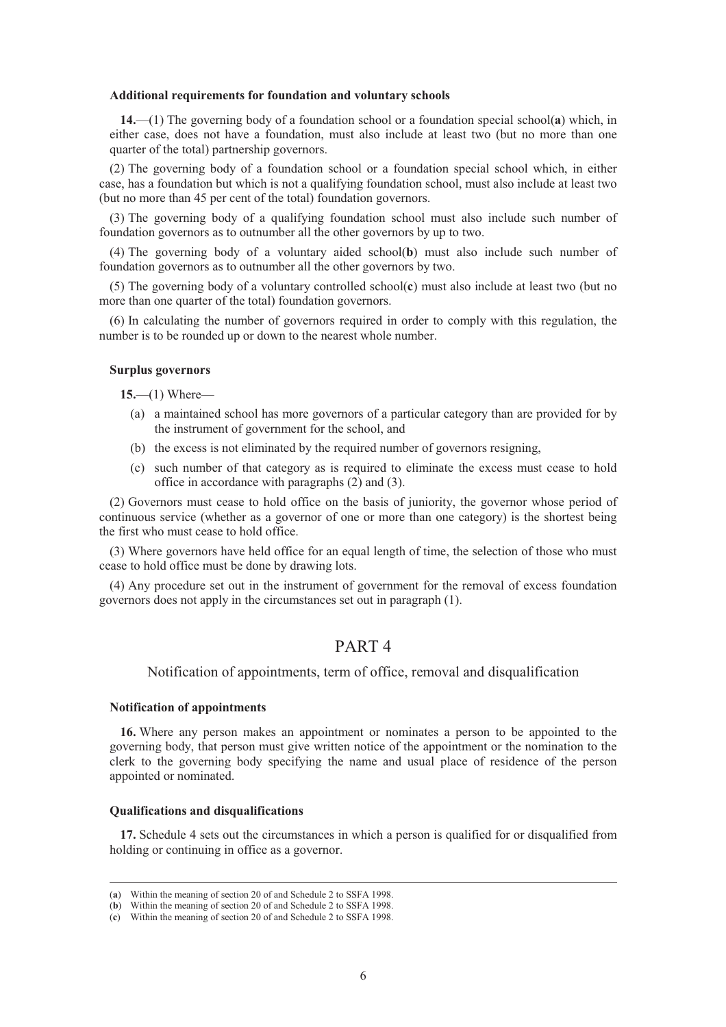#### Additional requirements for foundation and voluntary schools

**14.**—(1) The governing body of a foundation school or a foundation special school(**a**) which, in either case, does not have a foundation, must also include at least two (but no more than one quarter of the total) partnership governors.

(2) The governing body of a foundation school or a foundation special school which, in either case, has a foundation but which is not a qualifying foundation school, must also include at least two (but no more than 45 per cent of the total) foundation governors.

(3) The governing body of a qualifying foundation school must also include such number of foundation governors as to outnumber all the other governors by up to two.

(4) The governing body of a voluntary aided school(**b**) must also include such number of foundation governors as to outnumber all the other governors by two.

(5) The governing body of a voluntary controlled school(**c**) must also include at least two (but no more than one quarter of the total) foundation governors.

(6) In calculating the number of governors required in order to comply with this regulation, the number is to be rounded up or down to the nearest whole number.

#### Surplus governors

**15.**—(1) Where—

- (a) a maintained school has more governors of a particular category than are provided for by the instrument of government for the school, and
- (b) the excess is not eliminated by the required number of governors resigning,
- (c) such number of that category as is required to eliminate the excess must cease to hold office in accordance with paragraphs (2) and (3).

(2) Governors must cease to hold office on the basis of juniority, the governor whose period of continuous service (whether as a governor of one or more than one category) is the shortest being the first who must cease to hold office.

(3) Where governors have held office for an equal length of time, the selection of those who must cease to hold office must be done by drawing lots.

(4) Any procedure set out in the instrument of government for the removal of excess foundation governors does not apply in the circumstances set out in paragraph (1).

## PART 4

### Notification of appointments, term of office, removal and disqualification

#### Notification of appointments

**16.** Where any person makes an appointment or nominates a person to be appointed to the governing body, that person must give written notice of the appointment or the nomination to the clerk to the governing body specifying the name and usual place of residence of the person appointed or nominated.

#### Qualifications and disqualifications

**17.** Schedule 4 sets out the circumstances in which a person is qualified for or disqualified from holding or continuing in office as a governor.

---

(**a**) Within the meaning of section 20 of and Schedule 2 to SSFA 1998.
(**b**) Within the meaning of section 20 of and Schedule 2 to SSFA 1998.
(**c**) Within the meaning of section 20 of and Schedule 2 to SSFA 1998.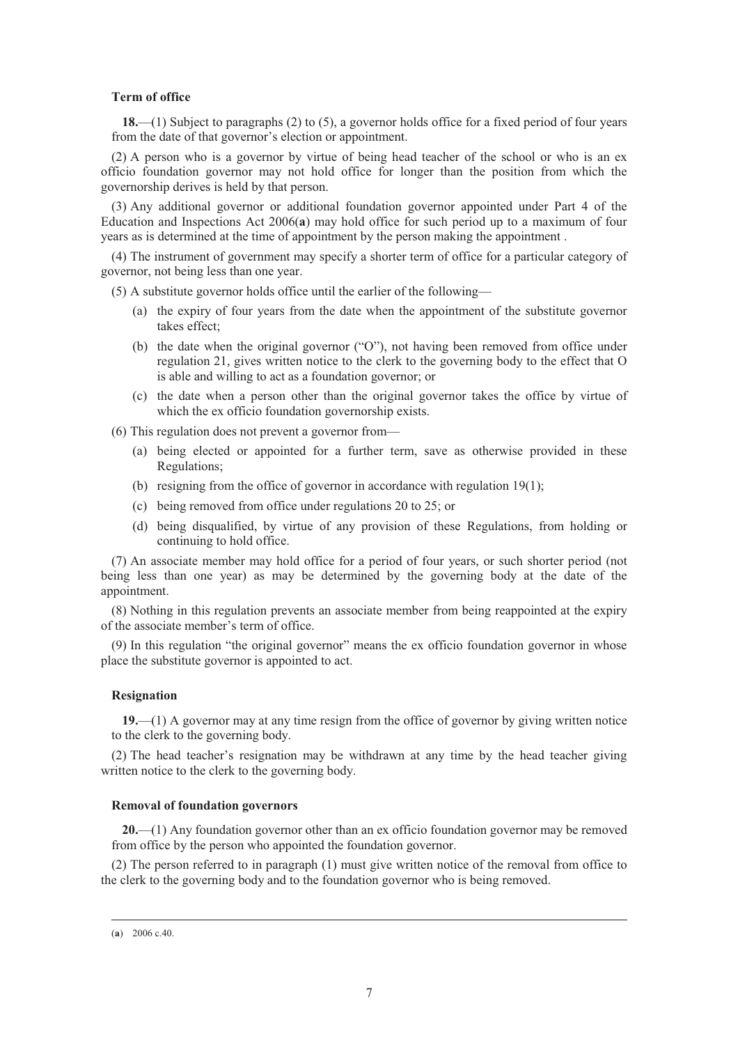**Term of office**

**18.**—(1) Subject to paragraphs (2) to (5), a governor holds office for a fixed period of four years from the date of that governor's election or appointment.

(2) A person who is a governor by virtue of being head teacher of the school or who is an ex officio foundation governor may not hold office for longer than the position from which the governorship derives is held by that person.

(3) Any additional governor or additional foundation governor appointed under Part 4 of the Education and Inspections Act 2006(**a**) may hold office for such period up to a maximum of four years as is determined at the time of appointment by the person making the appointment .

(4) The instrument of government may specify a shorter term of office for a particular category of governor, not being less than one year.

(5) A substitute governor holds office until the earlier of the following—

(a) the expiry of four years from the date when the appointment of the substitute governor takes effect;

(b) the date when the original governor ("O"), not having been removed from office under regulation 21, gives written notice to the clerk to the governing body to the effect that O is able and willing to act as a foundation governor; or

(c) the date when a person other than the original governor takes the office by virtue of which the ex officio foundation governorship exists.

(6) This regulation does not prevent a governor from—

(a) being elected or appointed for a further term, save as otherwise provided in these Regulations;

(b) resigning from the office of governor in accordance with regulation 19(1);

(c) being removed from office under regulations 20 to 25; or

(d) being disqualified, by virtue of any provision of these Regulations, from holding or continuing to hold office.

(7) An associate member may hold office for a period of four years, or such shorter period (not being less than one year) as may be determined by the governing body at the date of the appointment.

(8) Nothing in this regulation prevents an associate member from being reappointed at the expiry of the associate member's term of office.

(9) In this regulation "the original governor" means the ex officio foundation governor in whose place the substitute governor is appointed to act.

**Resignation**

**19.**—(1) A governor may at any time resign from the office of governor by giving written notice to the clerk to the governing body.

(2) The head teacher's resignation may be withdrawn at any time by the head teacher giving written notice to the clerk to the governing body.

**Removal of foundation governors**

**20.**—(1) Any foundation governor other than an ex officio foundation governor may be removed from office by the person who appointed the foundation governor.

(2) The person referred to in paragraph (1) must give written notice of the removal from office to the clerk to the governing body and to the foundation governor who is being removed.

---

(**a**) 2006 c.40.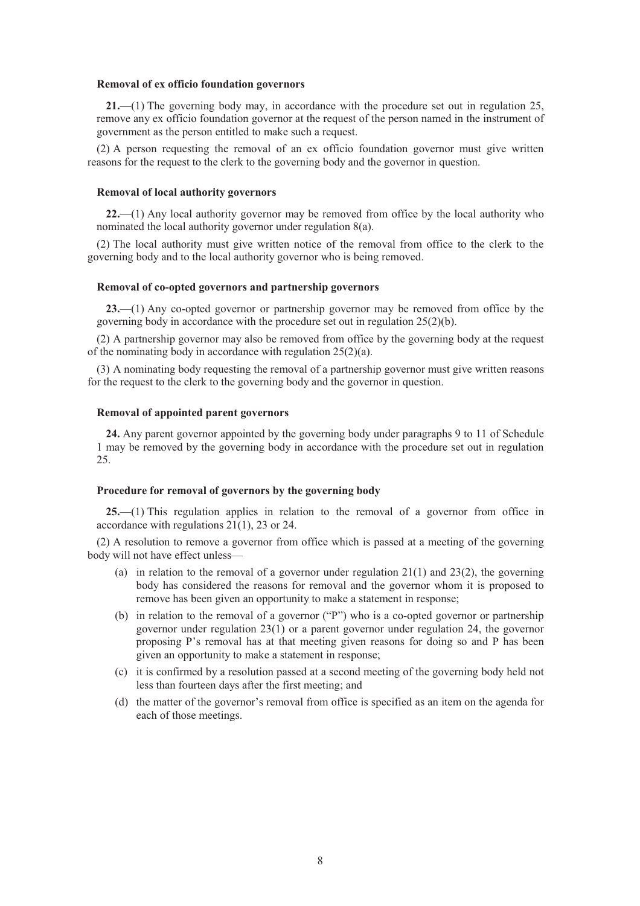**Removal of ex officio foundation governors**

**21.**—(1) The governing body may, in accordance with the procedure set out in regulation 25, remove any ex officio foundation governor at the request of the person named in the instrument of government as the person entitled to make such a request.

(2) A person requesting the removal of an ex officio foundation governor must give written reasons for the request to the clerk to the governing body and the governor in question.

**Removal of local authority governors**

**22.**—(1) Any local authority governor may be removed from office by the local authority who nominated the local authority governor under regulation 8(a).

(2) The local authority must give written notice of the removal from office to the clerk to the governing body and to the local authority governor who is being removed.

**Removal of co-opted governors and partnership governors**

**23.**—(1) Any co-opted governor or partnership governor may be removed from office by the governing body in accordance with the procedure set out in regulation 25(2)(b).

(2) A partnership governor may also be removed from office by the governing body at the request of the nominating body in accordance with regulation 25(2)(a).

(3) A nominating body requesting the removal of a partnership governor must give written reasons for the request to the clerk to the governing body and the governor in question.

**Removal of appointed parent governors**

**24.** Any parent governor appointed by the governing body under paragraphs 9 to 11 of Schedule 1 may be removed by the governing body in accordance with the procedure set out in regulation 25.

**Procedure for removal of governors by the governing body**

**25.**—(1) This regulation applies in relation to the removal of a governor from office in accordance with regulations 21(1), 23 or 24.

(2) A resolution to remove a governor from office which is passed at a meeting of the governing body will not have effect unless—

(a) in relation to the removal of a governor under regulation 21(1) and 23(2), the governing body has considered the reasons for removal and the governor whom it is proposed to remove has been given an opportunity to make a statement in response;

(b) in relation to the removal of a governor ("P") who is a co-opted governor or partnership governor under regulation 23(1) or a parent governor under regulation 24, the governor proposing P's removal has at that meeting given reasons for doing so and P has been given an opportunity to make a statement in response;

(c) it is confirmed by a resolution passed at a second meeting of the governing body held not less than fourteen days after the first meeting; and

(d) the matter of the governor's removal from office is specified as an item on the agenda for each of those meetings.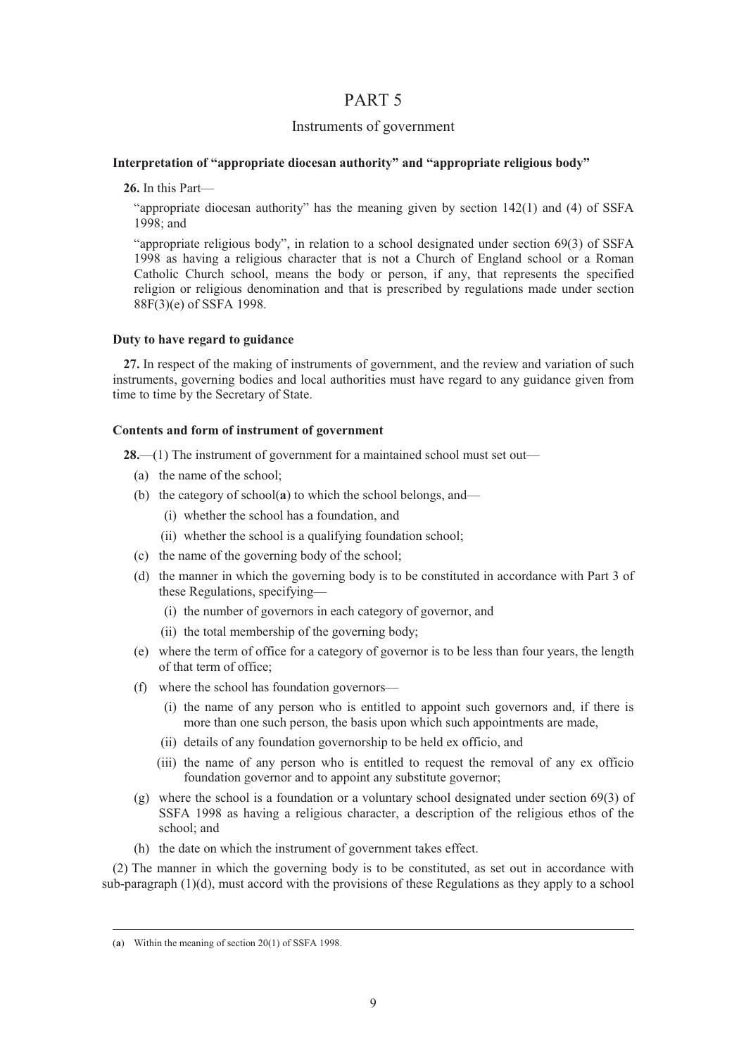# PART 5

## Instruments of government

### Interpretation of "appropriate diocesan authority" and "appropriate religious body"

**26.** In this Part—

"appropriate diocesan authority" has the meaning given by section 142(1) and (4) of SSFA 1998; and

"appropriate religious body", in relation to a school designated under section 69(3) of SSFA 1998 as having a religious character that is not a Church of England school or a Roman Catholic Church school, means the body or person, if any, that represents the specified religion or religious denomination and that is prescribed by regulations made under section 88F(3)(e) of SSFA 1998.

### Duty to have regard to guidance

**27.** In respect of the making of instruments of government, and the review and variation of such instruments, governing bodies and local authorities must have regard to any guidance given from time to time by the Secretary of State.

### Contents and form of instrument of government

**28.**—(1) The instrument of government for a maintained school must set out—

(a) the name of the school;

(b) the category of school([a]) to which the school belongs, and—

(i) whether the school has a foundation, and

(ii) whether the school is a qualifying foundation school;

(c) the name of the governing body of the school;

(d) the manner in which the governing body is to be constituted in accordance with Part 3 of these Regulations, specifying—

(i) the number of governors in each category of governor, and

(ii) the total membership of the governing body;

(e) where the term of office for a category of governor is to be less than four years, the length of that term of office;

(f) where the school has foundation governors—

(i) the name of any person who is entitled to appoint such governors and, if there is more than one such person, the basis upon which such appointments are made,

(ii) details of any foundation governorship to be held ex officio, and

(iii) the name of any person who is entitled to request the removal of any ex officio foundation governor and to appoint any substitute governor;

(g) where the school is a foundation or a voluntary school designated under section 69(3) of SSFA 1998 as having a religious character, a description of the religious ethos of the school; and

(h) the date on which the instrument of government takes effect.

(2) The manner in which the governing body is to be constituted, as set out in accordance with sub-paragraph (1)(d), must accord with the provisions of these Regulations as they apply to a school

---

(a) Within the meaning of section 20(1) of SSFA 1998.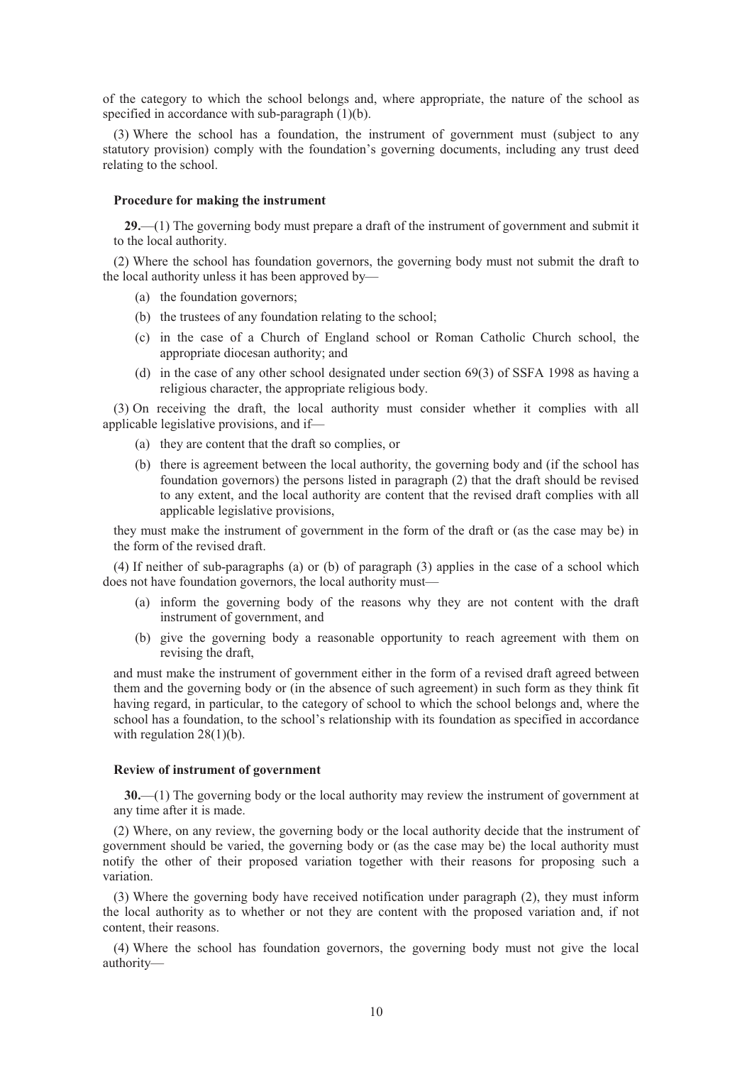of the category to which the school belongs and, where appropriate, the nature of the school as specified in accordance with sub-paragraph (1)(b).

(3) Where the school has a foundation, the instrument of government must (subject to any statutory provision) comply with the foundation's governing documents, including any trust deed relating to the school.

#### Procedure for making the instrument

**29.**—(1) The governing body must prepare a draft of the instrument of government and submit it to the local authority.

(2) Where the school has foundation governors, the governing body must not submit the draft to the local authority unless it has been approved by—

- (a) the foundation governors;
- (b) the trustees of any foundation relating to the school;
- (c) in the case of a Church of England school or Roman Catholic Church school, the appropriate diocesan authority; and
- (d) in the case of any other school designated under section 69(3) of SSFA 1998 as having a religious character, the appropriate religious body.

(3) On receiving the draft, the local authority must consider whether it complies with all applicable legislative provisions, and if—

- (a) they are content that the draft so complies, or
- (b) there is agreement between the local authority, the governing body and (if the school has foundation governors) the persons listed in paragraph (2) that the draft should be revised to any extent, and the local authority are content that the revised draft complies with all applicable legislative provisions,

they must make the instrument of government in the form of the draft or (as the case may be) in the form of the revised draft.

(4) If neither of sub-paragraphs (a) or (b) of paragraph (3) applies in the case of a school which does not have foundation governors, the local authority must—

- (a) inform the governing body of the reasons why they are not content with the draft instrument of government, and
- (b) give the governing body a reasonable opportunity to reach agreement with them on revising the draft,

and must make the instrument of government either in the form of a revised draft agreed between them and the governing body or (in the absence of such agreement) in such form as they think fit having regard, in particular, to the category of school to which the school belongs and, where the school has a foundation, to the school's relationship with its foundation as specified in accordance with regulation 28(1)(b).

#### Review of instrument of government

**30.**—(1) The governing body or the local authority may review the instrument of government at any time after it is made.

(2) Where, on any review, the governing body or the local authority decide that the instrument of government should be varied, the governing body or (as the case may be) the local authority must notify the other of their proposed variation together with their reasons for proposing such a variation.

(3) Where the governing body have received notification under paragraph (2), they must inform the local authority as to whether or not they are content with the proposed variation and, if not content, their reasons.

(4) Where the school has foundation governors, the governing body must not give the local authority—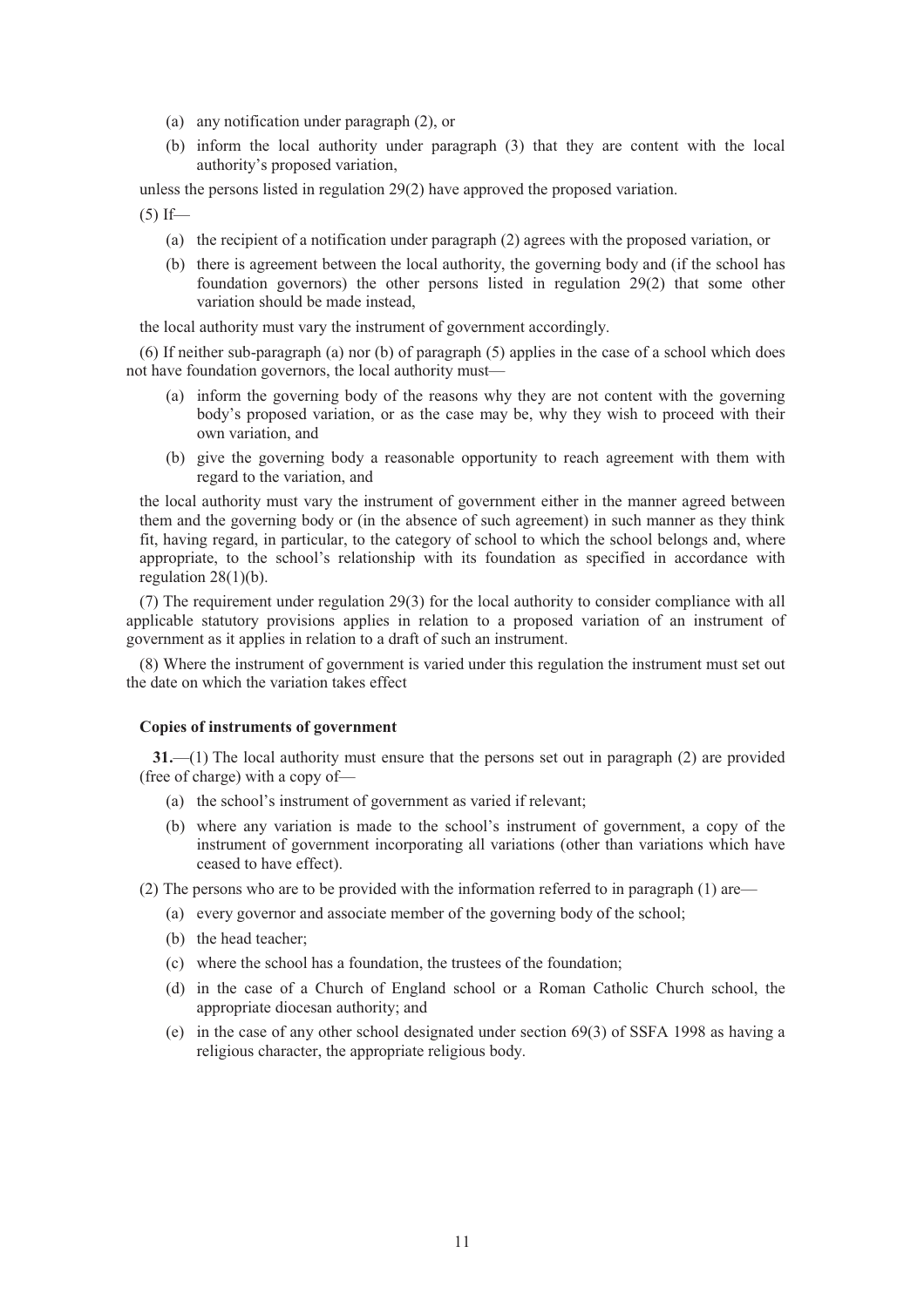(a) any notification under paragraph (2), or

(b) inform the local authority under paragraph (3) that they are content with the local authority's proposed variation,

unless the persons listed in regulation 29(2) have approved the proposed variation.

(5) If—

(a) the recipient of a notification under paragraph (2) agrees with the proposed variation, or

(b) there is agreement between the local authority, the governing body and (if the school has foundation governors) the other persons listed in regulation 29(2) that some other variation should be made instead,

the local authority must vary the instrument of government accordingly.

(6) If neither sub-paragraph (a) nor (b) of paragraph (5) applies in the case of a school which does not have foundation governors, the local authority must—

(a) inform the governing body of the reasons why they are not content with the governing body's proposed variation, or as the case may be, why they wish to proceed with their own variation, and

(b) give the governing body a reasonable opportunity to reach agreement with them with regard to the variation, and

the local authority must vary the instrument of government either in the manner agreed between them and the governing body or (in the absence of such agreement) in such manner as they think fit, having regard, in particular, to the category of school to which the school belongs and, where appropriate, to the school's relationship with its foundation as specified in accordance with regulation 28(1)(b).

(7) The requirement under regulation 29(3) for the local authority to consider compliance with all applicable statutory provisions applies in relation to a proposed variation of an instrument of government as it applies in relation to a draft of such an instrument.

(8) Where the instrument of government is varied under this regulation the instrument must set out the date on which the variation takes effect

**Copies of instruments of government**

**31.**—(1) The local authority must ensure that the persons set out in paragraph (2) are provided (free of charge) with a copy of—

(a) the school's instrument of government as varied if relevant;

(b) where any variation is made to the school's instrument of government, a copy of the instrument of government incorporating all variations (other than variations which have ceased to have effect).

(2) The persons who are to be provided with the information referred to in paragraph (1) are—

(a) every governor and associate member of the governing body of the school;

(b) the head teacher;

(c) where the school has a foundation, the trustees of the foundation;

(d) in the case of a Church of England school or a Roman Catholic Church school, the appropriate diocesan authority; and

(e) in the case of any other school designated under section 69(3) of SSFA 1998 as having a religious character, the appropriate religious body.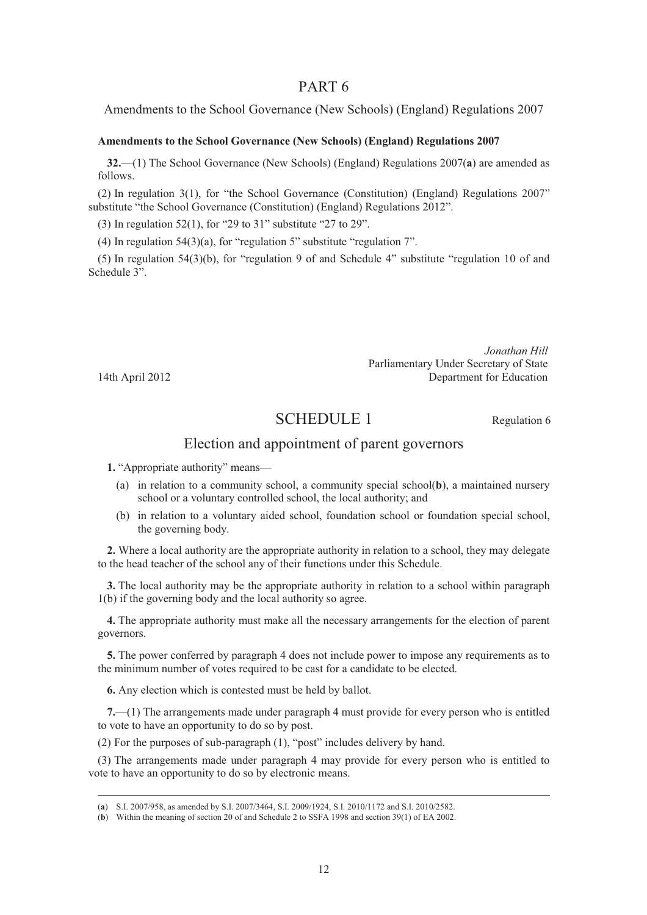# PART 6

Amendments to the School Governance (New Schools) (England) Regulations 2007

**Amendments to the School Governance (New Schools) (England) Regulations 2007**

**32.**—(1) The School Governance (New Schools) (England) Regulations 2007(**a**) are amended as follows.

(2) In regulation 3(1), for "the School Governance (Constitution) (England) Regulations 2007" substitute "the School Governance (Constitution) (England) Regulations 2012".

(3) In regulation 52(1), for "29 to 31" substitute "27 to 29".

(4) In regulation 54(3)(a), for "regulation 5" substitute "regulation 7".

(5) In regulation 54(3)(b), for "regulation 9 of and Schedule 4" substitute "regulation 10 of and Schedule 3".

*Jonathan Hill*
Parliamentary Under Secretary of State
Department for Education

14th April 2012

# SCHEDULE 1

Regulation 6

## Election and appointment of parent governors

**1.** "Appropriate authority" means—

(a) in relation to a community school, a community special school(**b**), a maintained nursery school or a voluntary controlled school, the local authority; and

(b) in relation to a voluntary aided school, foundation school or foundation special school, the governing body.

**2.** Where a local authority are the appropriate authority in relation to a school, they may delegate to the head teacher of the school any of their functions under this Schedule.

**3.** The local authority may be the appropriate authority in relation to a school within paragraph 1(b) if the governing body and the local authority so agree.

**4.** The appropriate authority must make all the necessary arrangements for the election of parent governors.

**5.** The power conferred by paragraph 4 does not include power to impose any requirements as to the minimum number of votes required to be cast for a candidate to be elected.

**6.** Any election which is contested must be held by ballot.

**7.**—(1) The arrangements made under paragraph 4 must provide for every person who is entitled to vote to have an opportunity to do so by post.

(2) For the purposes of sub-paragraph (1), "post" includes delivery by hand.

(3) The arrangements made under paragraph 4 may provide for every person who is entitled to vote to have an opportunity to do so by electronic means.

---

(**a**) S.I. 2007/958, as amended by S.I. 2007/3464, S.I. 2009/1924, S.I. 2010/1172 and S.I. 2010/2582.

(**b**) Within the meaning of section 20 of and Schedule 2 to SSFA 1998 and section 39(1) of EA 2002.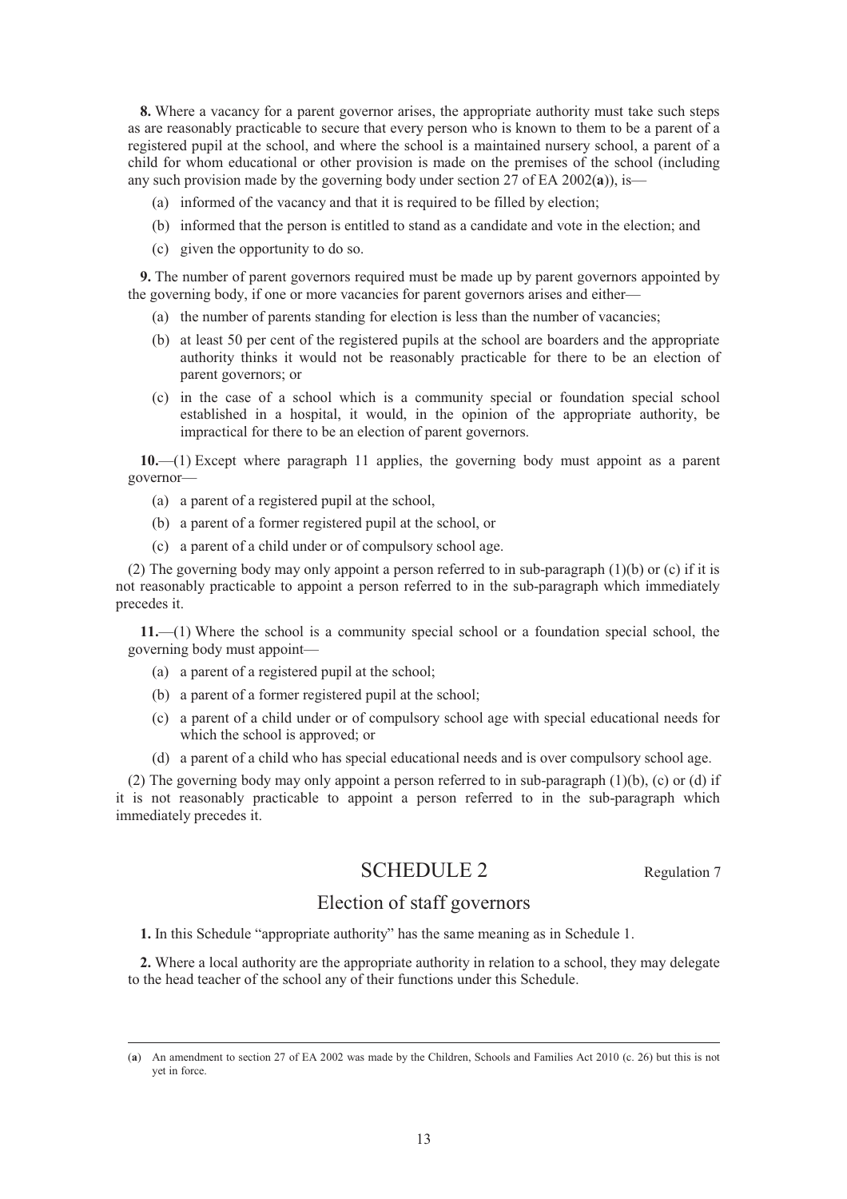**8.** Where a vacancy for a parent governor arises, the appropriate authority must take such steps as are reasonably practicable to secure that every person who is known to them to be a parent of a registered pupil at the school, and where the school is a maintained nursery school, a parent of a child for whom educational or other provision is made on the premises of the school (including any such provision made by the governing body under section 27 of EA 2002(**a**)), is—

(a) informed of the vacancy and that it is required to be filled by election;

(b) informed that the person is entitled to stand as a candidate and vote in the election; and

(c) given the opportunity to do so.

**9.** The number of parent governors required must be made up by parent governors appointed by the governing body, if one or more vacancies for parent governors arises and either—

(a) the number of parents standing for election is less than the number of vacancies;

(b) at least 50 per cent of the registered pupils at the school are boarders and the appropriate authority thinks it would not be reasonably practicable for there to be an election of parent governors; or

(c) in the case of a school which is a community special or foundation special school established in a hospital, it would, in the opinion of the appropriate authority, be impractical for there to be an election of parent governors.

**10.**—(1) Except where paragraph 11 applies, the governing body must appoint as a parent governor—

(a) a parent of a registered pupil at the school,

(b) a parent of a former registered pupil at the school, or

(c) a parent of a child under or of compulsory school age.

(2) The governing body may only appoint a person referred to in sub-paragraph (1)(b) or (c) if it is not reasonably practicable to appoint a person referred to in the sub-paragraph which immediately precedes it.

**11.**—(1) Where the school is a community special school or a foundation special school, the governing body must appoint—

(a) a parent of a registered pupil at the school;

(b) a parent of a former registered pupil at the school;

(c) a parent of a child under or of compulsory school age with special educational needs for which the school is approved; or

(d) a parent of a child who has special educational needs and is over compulsory school age.

(2) The governing body may only appoint a person referred to in sub-paragraph (1)(b), (c) or (d) if it is not reasonably practicable to appoint a person referred to in the sub-paragraph which immediately precedes it.

## SCHEDULE 2

Regulation 7

### Election of staff governors

**1.** In this Schedule "appropriate authority" has the same meaning as in Schedule 1.

**2.** Where a local authority are the appropriate authority in relation to a school, they may delegate to the head teacher of the school any of their functions under this Schedule.

---

(**a**) An amendment to section 27 of EA 2002 was made by the Children, Schools and Families Act 2010 (c. 26) but this is not yet in force.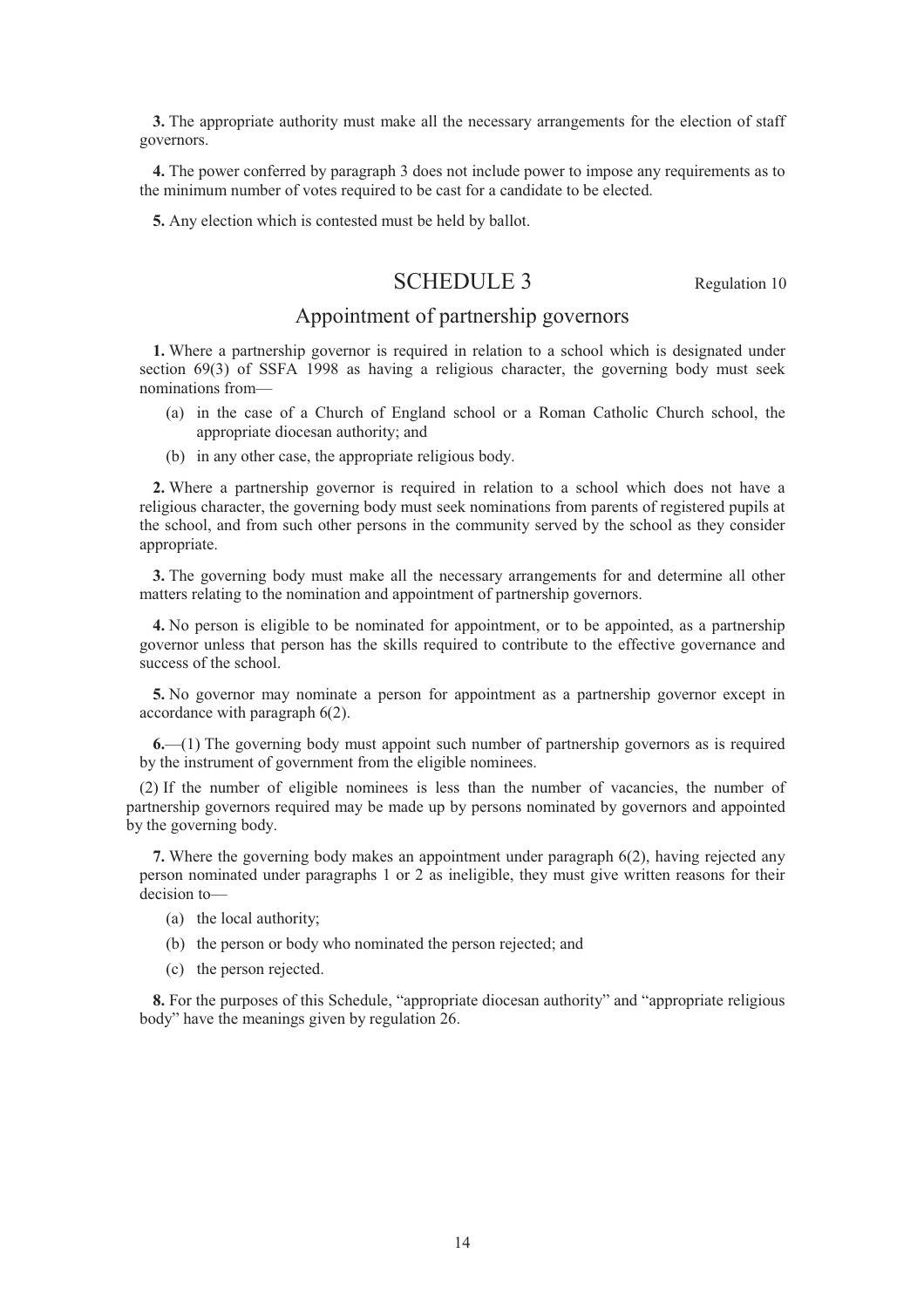**3.** The appropriate authority must make all the necessary arrangements for the election of staff governors.

**4.** The power conferred by paragraph 3 does not include power to impose any requirements as to the minimum number of votes required to be cast for a candidate to be elected.

**5.** Any election which is contested must be held by ballot.

## SCHEDULE 3

Regulation 10

## Appointment of partnership governors

**1.** Where a partnership governor is required in relation to a school which is designated under section 69(3) of SSFA 1998 as having a religious character, the governing body must seek nominations from—

(a) in the case of a Church of England school or a Roman Catholic Church school, the appropriate diocesan authority; and

(b) in any other case, the appropriate religious body.

**2.** Where a partnership governor is required in relation to a school which does not have a religious character, the governing body must seek nominations from parents of registered pupils at the school, and from such other persons in the community served by the school as they consider appropriate.

**3.** The governing body must make all the necessary arrangements for and determine all other matters relating to the nomination and appointment of partnership governors.

**4.** No person is eligible to be nominated for appointment, or to be appointed, as a partnership governor unless that person has the skills required to contribute to the effective governance and success of the school.

**5.** No governor may nominate a person for appointment as a partnership governor except in accordance with paragraph 6(2).

**6.**—(1) The governing body must appoint such number of partnership governors as is required by the instrument of government from the eligible nominees.

(2) If the number of eligible nominees is less than the number of vacancies, the number of partnership governors required may be made up by persons nominated by governors and appointed by the governing body.

**7.** Where the governing body makes an appointment under paragraph 6(2), having rejected any person nominated under paragraphs 1 or 2 as ineligible, they must give written reasons for their decision to—

(a) the local authority;

(b) the person or body who nominated the person rejected; and

(c) the person rejected.

**8.** For the purposes of this Schedule, "appropriate diocesan authority" and "appropriate religious body" have the meanings given by regulation 26.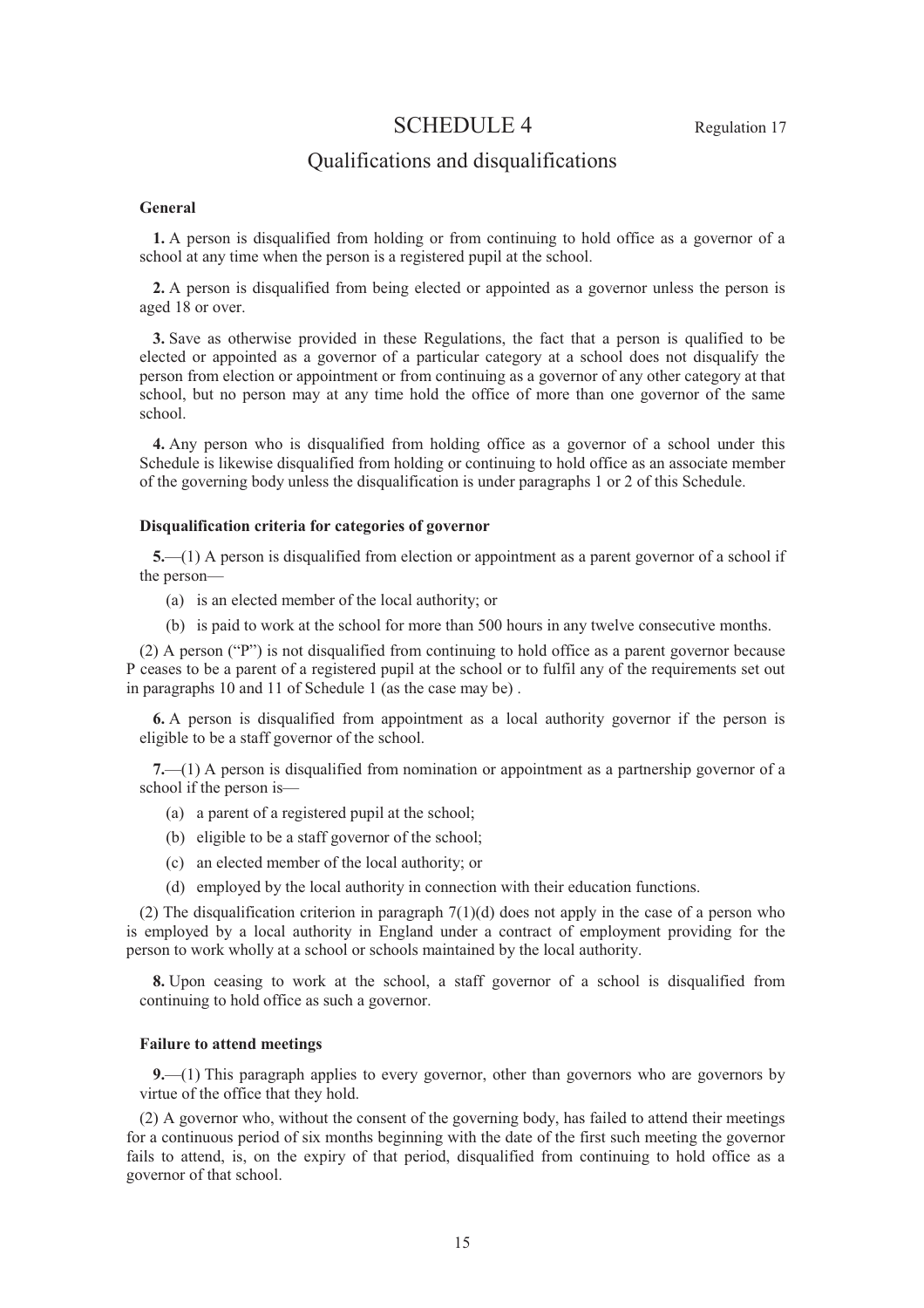# SCHEDULE 4

Regulation 17

## Qualifications and disqualifications

### General

**1.** A person is disqualified from holding or from continuing to hold office as a governor of a school at any time when the person is a registered pupil at the school.

**2.** A person is disqualified from being elected or appointed as a governor unless the person is aged 18 or over.

**3.** Save as otherwise provided in these Regulations, the fact that a person is qualified to be elected or appointed as a governor of a particular category at a school does not disqualify the person from election or appointment or from continuing as a governor of any other category at that school, but no person may at any time hold the office of more than one governor of the same school.

**4.** Any person who is disqualified from holding office as a governor of a school under this Schedule is likewise disqualified from holding or continuing to hold office as an associate member of the governing body unless the disqualification is under paragraphs 1 or 2 of this Schedule.

### Disqualification criteria for categories of governor

**5.**—(1) A person is disqualified from election or appointment as a parent governor of a school if the person—

(a) is an elected member of the local authority; or

(b) is paid to work at the school for more than 500 hours in any twelve consecutive months.

(2) A person ("P") is not disqualified from continuing to hold office as a parent governor because P ceases to be a parent of a registered pupil at the school or to fulfil any of the requirements set out in paragraphs 10 and 11 of Schedule 1 (as the case may be) .

**6.** A person is disqualified from appointment as a local authority governor if the person is eligible to be a staff governor of the school.

**7.**—(1) A person is disqualified from nomination or appointment as a partnership governor of a school if the person is—

(a) a parent of a registered pupil at the school;

(b) eligible to be a staff governor of the school;

(c) an elected member of the local authority; or

(d) employed by the local authority in connection with their education functions.

(2) The disqualification criterion in paragraph 7(1)(d) does not apply in the case of a person who is employed by a local authority in England under a contract of employment providing for the person to work wholly at a school or schools maintained by the local authority.

**8.** Upon ceasing to work at the school, a staff governor of a school is disqualified from continuing to hold office as such a governor.

### Failure to attend meetings

**9.**—(1) This paragraph applies to every governor, other than governors who are governors by virtue of the office that they hold.

(2) A governor who, without the consent of the governing body, has failed to attend their meetings for a continuous period of six months beginning with the date of the first such meeting the governor fails to attend, is, on the expiry of that period, disqualified from continuing to hold office as a governor of that school.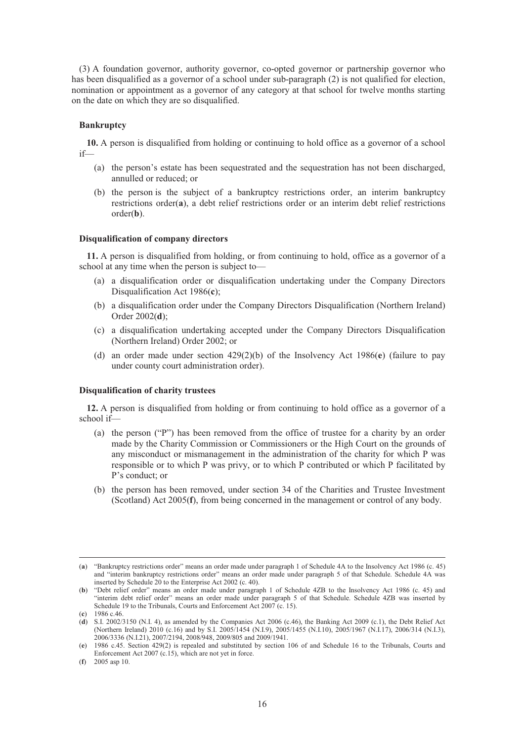(3) A foundation governor, authority governor, co-opted governor or partnership governor who has been disqualified as a governor of a school under sub-paragraph (2) is not qualified for election, nomination or appointment as a governor of any category at that school for twelve months starting on the date on which they are so disqualified.

**Bankruptcy**

**10.** A person is disqualified from holding or continuing to hold office as a governor of a school if—

(a) the person's estate has been sequestrated and the sequestration has not been discharged, annulled or reduced; or

(b) the person is the subject of a bankruptcy restrictions order, an interim bankruptcy restrictions order(**a**), a debt relief restrictions order or an interim debt relief restrictions order(**b**).

**Disqualification of company directors**

**11.** A person is disqualified from holding, or from continuing to hold, office as a governor of a school at any time when the person is subject to—

(a) a disqualification order or disqualification undertaking under the Company Directors Disqualification Act 1986(**c**);

(b) a disqualification order under the Company Directors Disqualification (Northern Ireland) Order 2002(**d**);

(c) a disqualification undertaking accepted under the Company Directors Disqualification (Northern Ireland) Order 2002; or

(d) an order made under section 429(2)(b) of the Insolvency Act 1986(**e**) (failure to pay under county court administration order).

**Disqualification of charity trustees**

**12.** A person is disqualified from holding or from continuing to hold office as a governor of a school if—

(a) the person ("P") has been removed from the office of trustee for a charity by an order made by the Charity Commission or Commissioners or the High Court on the grounds of any misconduct or mismanagement in the administration of the charity for which P was responsible or to which P was privy, or to which P contributed or which P facilitated by P's conduct; or

(b) the person has been removed, under section 34 of the Charities and Trustee Investment (Scotland) Act 2005(**f**), from being concerned in the management or control of any body.

---

(**a**) "Bankruptcy restrictions order" means an order made under paragraph 1 of Schedule 4A to the Insolvency Act 1986 (c. 45) and "interim bankruptcy restrictions order" means an order made under paragraph 5 of that Schedule. Schedule 4A was inserted by Schedule 20 to the Enterprise Act 2002 (c. 40).

(**b**) "Debt relief order" means an order made under paragraph 1 of Schedule 4ZB to the Insolvency Act 1986 (c. 45) and "interim debt relief order" means an order made under paragraph 5 of that Schedule. Schedule 4ZB was inserted by Schedule 19 to the Tribunals, Courts and Enforcement Act 2007 (c. 15).

(**c**) 1986 c.46.

(**d**) S.I. 2002/3150 (N.I. 4), as amended by the Companies Act 2006 (c.46), the Banking Act 2009 (c.1), the Debt Relief Act (Northern Ireland) 2010 (c.16) and by S.I. 2005/1454 (N.I.9), 2005/1455 (N.I.10), 2005/1967 (N.I.17), 2006/314 (N.I.3), 2006/3336 (N.I.21), 2007/2194, 2008/948, 2009/805 and 2009/1941.

(**e**) 1986 c.45. Section 429(2) is repealed and substituted by section 106 of and Schedule 16 to the Tribunals, Courts and Enforcement Act 2007 (c.15), which are not yet in force.

(**f**) 2005 asp 10.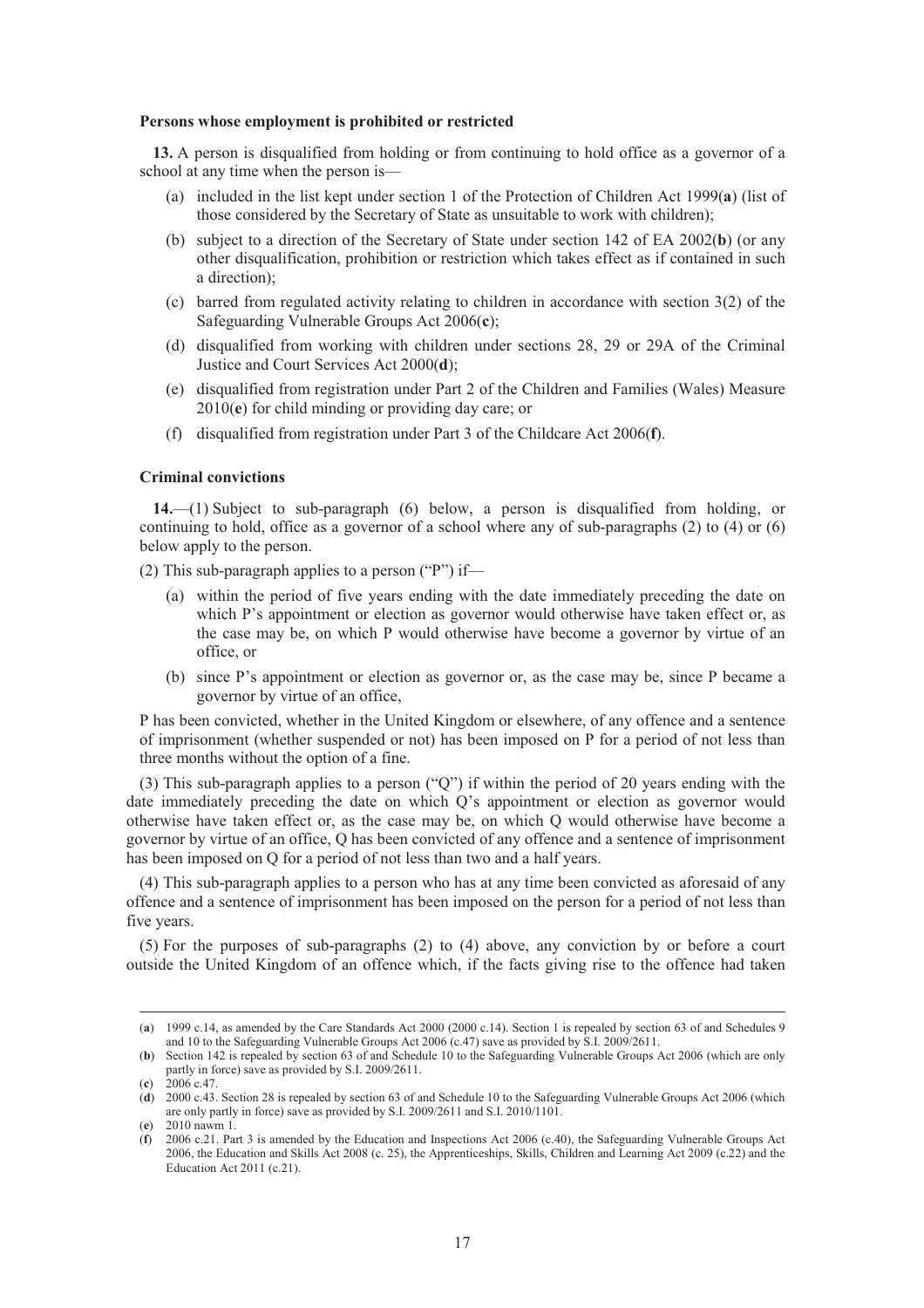**Persons whose employment is prohibited or restricted**

**13.** A person is disqualified from holding or from continuing to hold office as a governor of a school at any time when the person is—

(a) included in the list kept under section 1 of the Protection of Children Act 1999(**a**) (list of those considered by the Secretary of State as unsuitable to work with children);

(b) subject to a direction of the Secretary of State under section 142 of EA 2002(**b**) (or any other disqualification, prohibition or restriction which takes effect as if contained in such a direction);

(c) barred from regulated activity relating to children in accordance with section 3(2) of the Safeguarding Vulnerable Groups Act 2006(**c**);

(d) disqualified from working with children under sections 28, 29 or 29A of the Criminal Justice and Court Services Act 2000(**d**);

(e) disqualified from registration under Part 2 of the Children and Families (Wales) Measure 2010(**e**) for child minding or providing day care; or

(f) disqualified from registration under Part 3 of the Childcare Act 2006(**f**).

**Criminal convictions**

**14.**—(1) Subject to sub-paragraph (6) below, a person is disqualified from holding, or continuing to hold, office as a governor of a school where any of sub-paragraphs (2) to (4) or (6) below apply to the person.

(2) This sub-paragraph applies to a person ("P") if—

(a) within the period of five years ending with the date immediately preceding the date on which P's appointment or election as governor would otherwise have taken effect or, as the case may be, on which P would otherwise have become a governor by virtue of an office, or

(b) since P's appointment or election as governor or, as the case may be, since P became a governor by virtue of an office,

P has been convicted, whether in the United Kingdom or elsewhere, of any offence and a sentence of imprisonment (whether suspended or not) has been imposed on P for a period of not less than three months without the option of a fine.

(3) This sub-paragraph applies to a person ("Q") if within the period of 20 years ending with the date immediately preceding the date on which Q's appointment or election as governor would otherwise have taken effect or, as the case may be, on which Q would otherwise have become a governor by virtue of an office, Q has been convicted of any offence and a sentence of imprisonment has been imposed on Q for a period of not less than two and a half years.

(4) This sub-paragraph applies to a person who has at any time been convicted as aforesaid of any offence and a sentence of imprisonment has been imposed on the person for a period of not less than five years.

(5) For the purposes of sub-paragraphs (2) to (4) above, any conviction by or before a court outside the United Kingdom of an offence which, if the facts giving rise to the offence had taken

---

(**a**) 1999 c.14, as amended by the Care Standards Act 2000 (2000 c.14). Section 1 is repealed by section 63 of and Schedules 9 and 10 to the Safeguarding Vulnerable Groups Act 2006 (c.47) save as provided by S.I. 2009/2611.

(**b**) Section 142 is repealed by section 63 of and Schedule 10 to the Safeguarding Vulnerable Groups Act 2006 (which are only partly in force) save as provided by S.I. 2009/2611.

(**c**) 2006 c.47.

(**d**) 2000 c.43. Section 28 is repealed by section 63 of and Schedule 10 to the Safeguarding Vulnerable Groups Act 2006 (which are only partly in force) save as provided by S.I. 2009/2611 and S.I. 2010/1101.

(**e**) 2010 nawm 1.

(**f**) 2006 c.21. Part 3 is amended by the Education and Inspections Act 2006 (c.40), the Safeguarding Vulnerable Groups Act 2006, the Education and Skills Act 2008 (c. 25), the Apprenticeships, Skills, Children and Learning Act 2009 (c.22) and the Education Act 2011 (c.21).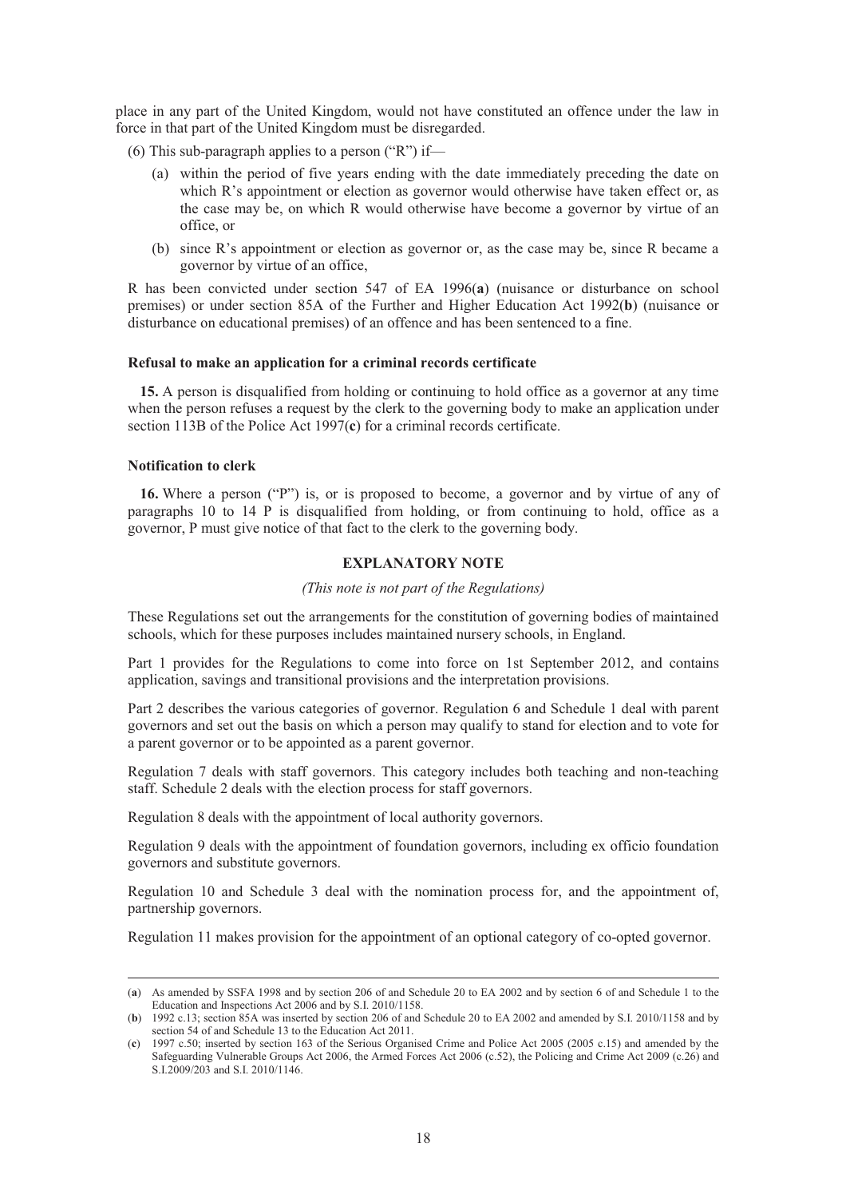place in any part of the United Kingdom, would not have constituted an offence under the law in force in that part of the United Kingdom must be disregarded.

(6) This sub-paragraph applies to a person ("R") if—

(a) within the period of five years ending with the date immediately preceding the date on which R's appointment or election as governor would otherwise have taken effect or, as the case may be, on which R would otherwise have become a governor by virtue of an office, or

(b) since R's appointment or election as governor or, as the case may be, since R became a governor by virtue of an office,

R has been convicted under section 547 of EA 1996(**a**) (nuisance or disturbance on school premises) or under section 85A of the Further and Higher Education Act 1992(**b**) (nuisance or disturbance on educational premises) of an offence and has been sentenced to a fine.

**Refusal to make an application for a criminal records certificate**

**15.** A person is disqualified from holding or continuing to hold office as a governor at any time when the person refuses a request by the clerk to the governing body to make an application under section 113B of the Police Act 1997(**c**) for a criminal records certificate.

**Notification to clerk**

**16.** Where a person ("P") is, or is proposed to become, a governor and by virtue of any of paragraphs 10 to 14 P is disqualified from holding, or from continuing to hold, office as a governor, P must give notice of that fact to the clerk to the governing body.

## EXPLANATORY NOTE

*(This note is not part of the Regulations)*

These Regulations set out the arrangements for the constitution of governing bodies of maintained schools, which for these purposes includes maintained nursery schools, in England.

Part 1 provides for the Regulations to come into force on 1st September 2012, and contains application, savings and transitional provisions and the interpretation provisions.

Part 2 describes the various categories of governor. Regulation 6 and Schedule 1 deal with parent governors and set out the basis on which a person may qualify to stand for election and to vote for a parent governor or to be appointed as a parent governor.

Regulation 7 deals with staff governors. This category includes both teaching and non-teaching staff. Schedule 2 deals with the election process for staff governors.

Regulation 8 deals with the appointment of local authority governors.

Regulation 9 deals with the appointment of foundation governors, including ex officio foundation governors and substitute governors.

Regulation 10 and Schedule 3 deal with the nomination process for, and the appointment of, partnership governors.

Regulation 11 makes provision for the appointment of an optional category of co-opted governor.

---

(**a**) As amended by SSFA 1998 and by section 206 of and Schedule 20 to EA 2002 and by section 6 of and Schedule 1 to the Education and Inspections Act 2006 and by S.I. 2010/1158.

(**b**) 1992 c.13; section 85A was inserted by section 206 of and Schedule 20 to EA 2002 and amended by S.I. 2010/1158 and by section 54 of and Schedule 13 to the Education Act 2011.

(**c**) 1997 c.50; inserted by section 163 of the Serious Organised Crime and Police Act 2005 (2005 c.15) and amended by the Safeguarding Vulnerable Groups Act 2006, the Armed Forces Act 2006 (c.52), the Policing and Crime Act 2009 (c.26) and S.I.2009/203 and S.I. 2010/1146.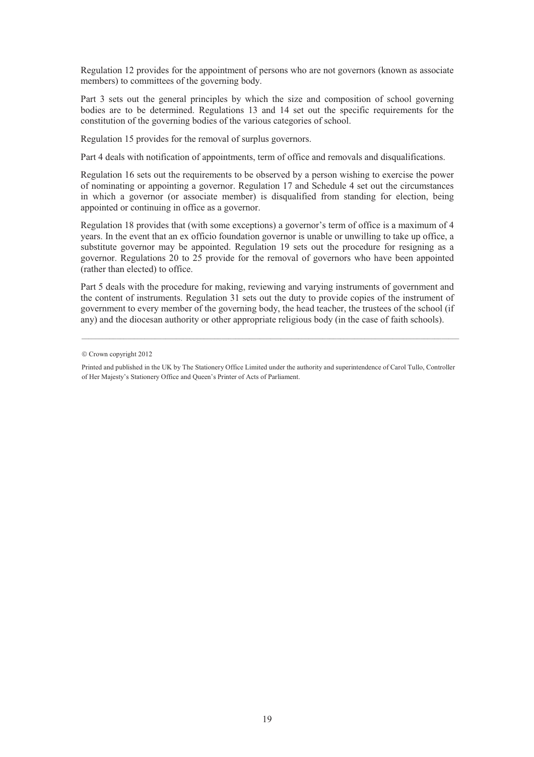Regulation 12 provides for the appointment of persons who are not governors (known as associate members) to committees of the governing body.

Part 3 sets out the general principles by which the size and composition of school governing bodies are to be determined. Regulations 13 and 14 set out the specific requirements for the constitution of the governing bodies of the various categories of school.

Regulation 15 provides for the removal of surplus governors.

Part 4 deals with notification of appointments, term of office and removals and disqualifications.

Regulation 16 sets out the requirements to be observed by a person wishing to exercise the power of nominating or appointing a governor. Regulation 17 and Schedule 4 set out the circumstances in which a governor (or associate member) is disqualified from standing for election, being appointed or continuing in office as a governor.

Regulation 18 provides that (with some exceptions) a governor's term of office is a maximum of 4 years. In the event that an ex officio foundation governor is unable or unwilling to take up office, a substitute governor may be appointed. Regulation 19 sets out the procedure for resigning as a governor. Regulations 20 to 25 provide for the removal of governors who have been appointed (rather than elected) to office.

Part 5 deals with the procedure for making, reviewing and varying instruments of government and the content of instruments. Regulation 31 sets out the duty to provide copies of the instrument of government to every member of the governing body, the head teacher, the trustees of the school (if any) and the diocesan authority or other appropriate religious body (in the case of faith schools).

---

© Crown copyright 2012

Printed and published in the UK by The Stationery Office Limited under the authority and superintendence of Carol Tullo, Controller of Her Majesty's Stationery Office and Queen's Printer of Acts of Parliament.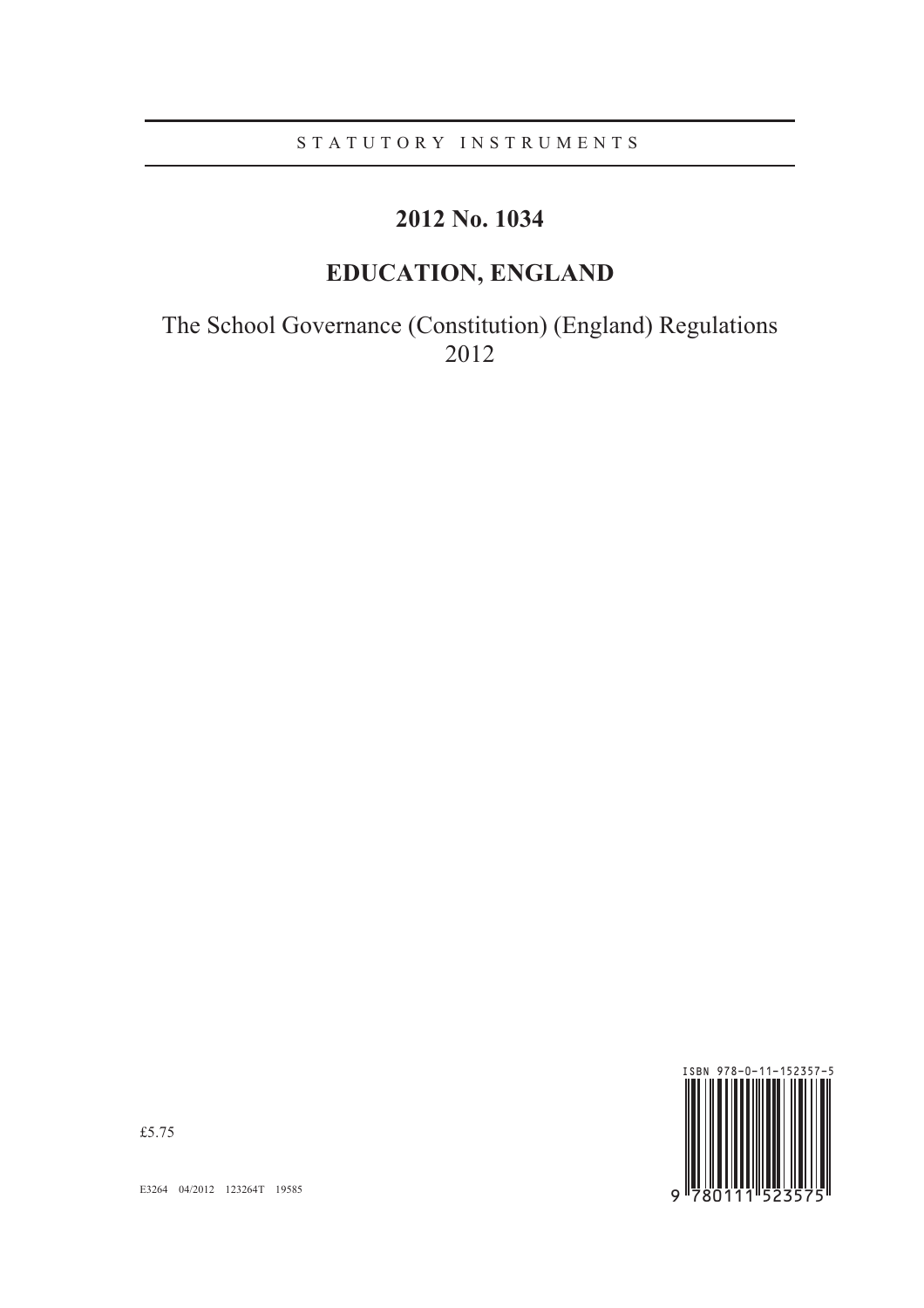STATUTORY INSTRUMENTS

# 2012 No. 1034

## EDUCATION, ENGLAND

The School Governance (Constitution) (England) Regulations 2012

ISBN 978-0-11-152357-5

9 780111 523575

£5.75

E3264 04/2012 123264T 19585